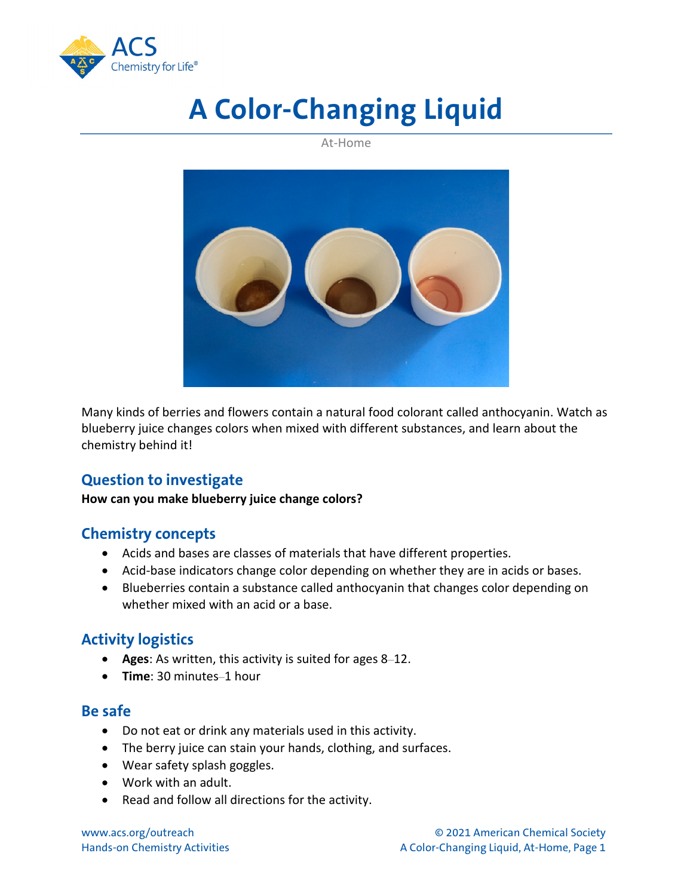# A Color-Changing Liquid

At-Home

Many kinds of berries and flowers contain a natural food colorant called anthocyanin. Watch as blueberry juice changes colors when mixed with different substances, and learn about the chemistry behind it!

## Question to investigate

**How can you make blueberry juice change colors?**

## Chemistry concepts

- Acids and bases are classes of materials that have different properties.
- Acid-base indicators change color depending on whether they are in acids or bases.
- Blueberries contain a substance called anthocyanin that changes color depending on whether mixed with an acid or a base.

## Activity logistics

- **Ages**: As written, this activity is suited for ages 8–12.
- **Time**: 30 minutes–1 hour

## Be safe

- Do not eat or drink any materials used in this activity.
- The berry juice can stain your hands, clothing, and surfaces.
- Wear safety splash goggles.
- Work with an adult.
- Read and follow all directions for the activity.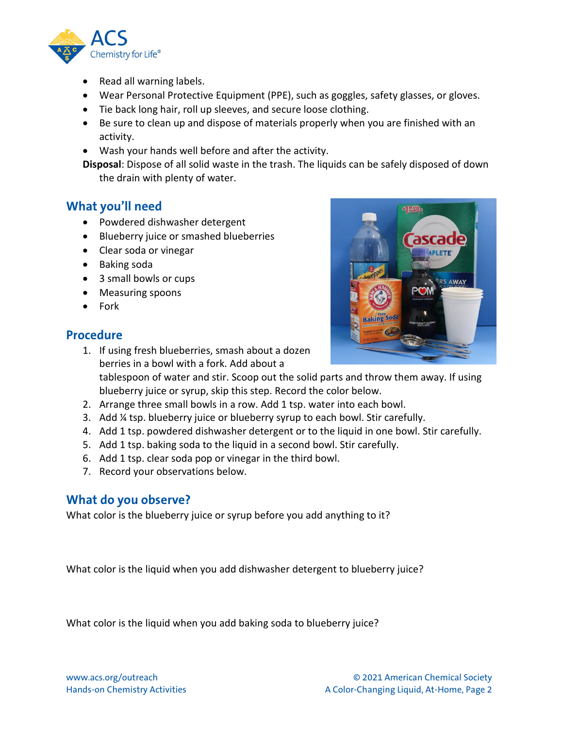- Read all warning labels.
- Wear Personal Protective Equipment (PPE), such as goggles, safety glasses, or gloves.
- Tie back long hair, roll up sleeves, and secure loose clothing.
- Be sure to clean up and dispose of materials properly when you are finished with an activity.
- Wash your hands well before and after the activity.

**Disposal**: Dispose of all solid waste in the trash. The liquids can be safely disposed of down the drain with plenty of water.

## What you'll need

- Powdered dishwasher detergent
- Blueberry juice or smashed blueberries
- Clear soda or vinegar
- Baking soda
- 3 small bowls or cups
- Measuring spoons
- Fork

## Procedure

1. If using fresh blueberries, smash about a dozen berries in a bowl with a fork. Add about a tablespoon of water and stir. Scoop out the solid parts and throw them away. If using blueberry juice or syrup, skip this step. Record the color below.
2. Arrange three small bowls in a row. Add 1 tsp. water into each bowl.
3. Add ¼ tsp. blueberry juice or blueberry syrup to each bowl. Stir carefully.
4. Add 1 tsp. powdered dishwasher detergent or to the liquid in one bowl. Stir carefully.
5. Add 1 tsp. baking soda to the liquid in a second bowl. Stir carefully.
6. Add 1 tsp. clear soda pop or vinegar in the third bowl.
7. Record your observations below.

## What do you observe?

What color is the blueberry juice or syrup before you add anything to it?

What color is the liquid when you add dishwasher detergent to blueberry juice?

What color is the liquid when you add baking soda to blueberry juice?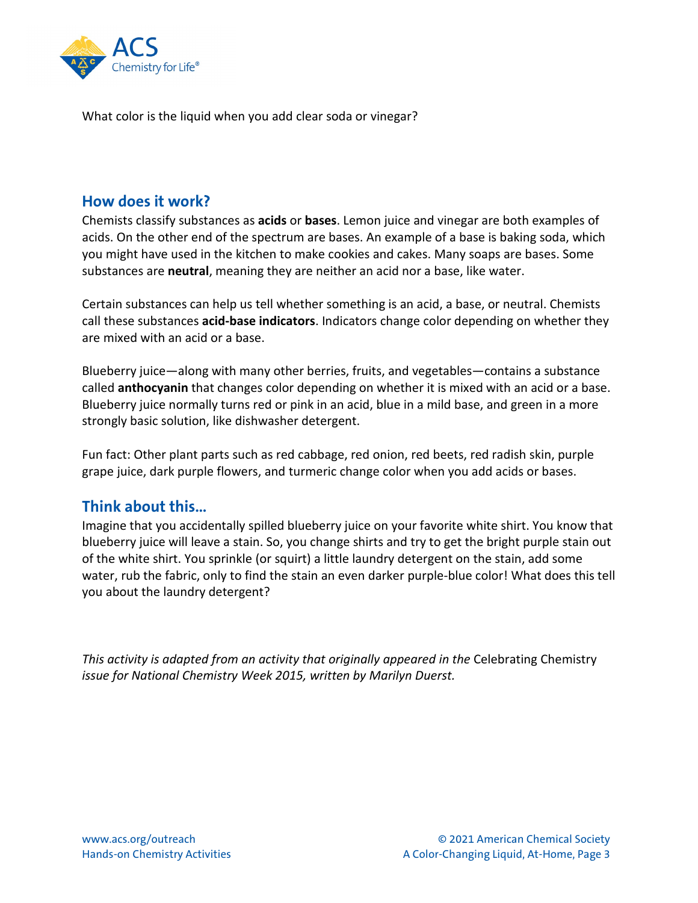What color is the liquid when you add clear soda or vinegar?

## How does it work?

Chemists classify substances as **acids** or **bases**. Lemon juice and vinegar are both examples of acids. On the other end of the spectrum are bases. An example of a base is baking soda, which you might have used in the kitchen to make cookies and cakes. Many soaps are bases. Some substances are **neutral**, meaning they are neither an acid nor a base, like water.

Certain substances can help us tell whether something is an acid, a base, or neutral. Chemists call these substances **acid-base indicators**. Indicators change color depending on whether they are mixed with an acid or a base.

Blueberry juice—along with many other berries, fruits, and vegetables—contains a substance called **anthocyanin** that changes color depending on whether it is mixed with an acid or a base. Blueberry juice normally turns red or pink in an acid, blue in a mild base, and green in a more strongly basic solution, like dishwasher detergent.

Fun fact: Other plant parts such as red cabbage, red onion, red beets, red radish skin, purple grape juice, dark purple flowers, and turmeric change color when you add acids or bases.

## Think about this…

Imagine that you accidentally spilled blueberry juice on your favorite white shirt. You know that blueberry juice will leave a stain. So, you change shirts and try to get the bright purple stain out of the white shirt. You sprinkle (or squirt) a little laundry detergent on the stain, add some water, rub the fabric, only to find the stain an even darker purple-blue color! What does this tell you about the laundry detergent?

*This activity is adapted from an activity that originally appeared in the* Celebrating Chemistry *issue for National Chemistry Week 2015, written by Marilyn Duerst.*